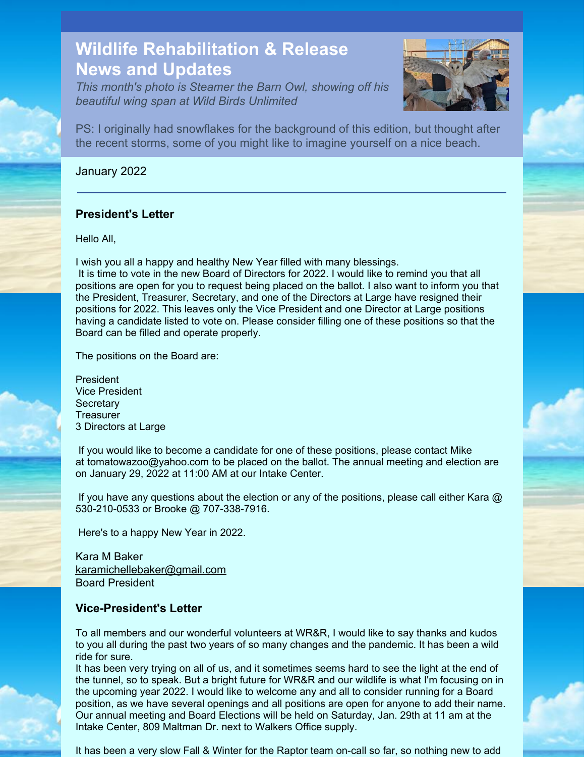# Wildlife Rehabilitation & Release News and Updates

*This month's photo is Steamer the Barn Owl, showing off his beautiful wing span at Wild Birds Unlimited*

PS: I originally had snowflakes for the background of this edition, but thought after the recent storms, some of you might like to imagine yourself on a nice beach.

January 2022

---

### President's Letter

Hello All,

I wish you all a happy and healthy New Year filled with many blessings.
It is time to vote in the new Board of Directors for 2022. I would like to remind you that all positions are open for you to request being placed on the ballot. I also want to inform you that the President, Treasurer, Secretary, and one of the Directors at Large have resigned their positions for 2022. This leaves only the Vice President and one Director at Large positions having a candidate listed to vote on. Please consider filling one of these positions so that the Board can be filled and operate properly.

The positions on the Board are:

President
Vice President
Secretary
Treasurer
3 Directors at Large

If you would like to become a candidate for one of these positions, please contact Mike at tomatowazoo@yahoo.com to be placed on the ballot. The annual meeting and election are on January 29, 2022 at 11:00 AM at our Intake Center.

If you have any questions about the election or any of the positions, please call either Kara @ 530-210-0533 or Brooke @ 707-338-7916.

Here's to a happy New Year in 2022.

Kara M Baker
karamichellebaker@gmail.com
Board President

### Vice-President's Letter

To all members and our wonderful volunteers at WR&R, I would like to say thanks and kudos to you all during the past two years of so many changes and the pandemic. It has been a wild ride for sure.
It has been very trying on all of us, and it sometimes seems hard to see the light at the end of the tunnel, so to speak. But a bright future for WR&R and our wildlife is what I'm focusing on in the upcoming year 2022. I would like to welcome any and all to consider running for a Board position, as we have several openings and all positions are open for anyone to add their name. Our annual meeting and Board Elections will be held on Saturday, Jan. 29th at 11 am at the Intake Center, 809 Maltman Dr. next to Walkers Office supply.

It has been a very slow Fall & Winter for the Raptor team on-call so far, so nothing new to add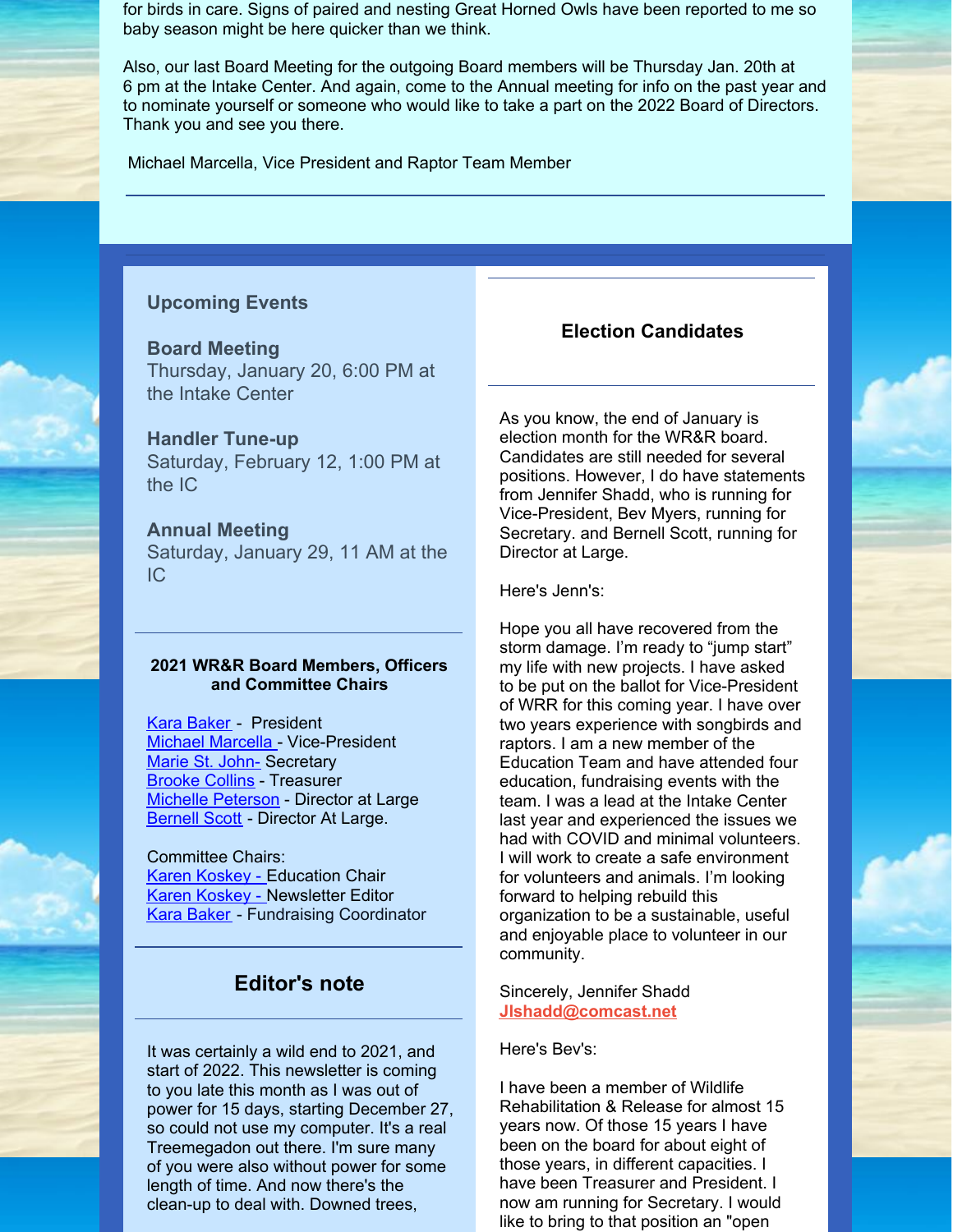for birds in care. Signs of paired and nesting Great Horned Owls have been reported to me so baby season might be here quicker than we think.

Also, our last Board Meeting for the outgoing Board members will be Thursday Jan. 20th at 6 pm at the Intake Center. And again, come to the Annual meeting for info on the past year and to nominate yourself or someone who would like to take a part on the 2022 Board of Directors. Thank you and see you there.

Michael Marcella, Vice President and Raptor Team Member

---

### Upcoming Events

**Board Meeting**
Thursday, January 20, 6:00 PM at the Intake Center

**Handler Tune-up**
Saturday, February 12, 1:00 PM at the IC

**Annual Meeting**
Saturday, January 29, 11 AM at the IC

---

**2021 WR&R Board Members, Officers and Committee Chairs**

Kara Baker - President
Michael Marcella - Vice-President
Marie St. John- Secretary
Brooke Collins - Treasurer
Michelle Peterson - Director at Large
Bernell Scott - Director At Large.

Committee Chairs:
Karen Koskey - Education Chair
Karen Koskey - Newsletter Editor
Kara Baker - Fundraising Coordinator

---

## Editor's note

It was certainly a wild end to 2021, and start of 2022. This newsletter is coming to you late this month as I was out of power for 15 days, starting December 27, so could not use my computer. It's a real Treemegadon out there. I'm sure many of you were also without power for some length of time. And now there's the clean-up to deal with. Downed trees,

---

## Election Candidates

As you know, the end of January is election month for the WR&R board. Candidates are still needed for several positions. However, I do have statements from Jennifer Shadd, who is running for Vice-President, Bev Myers, running for Secretary. and Bernell Scott, running for Director at Large.

Here's Jenn's:

Hope you all have recovered from the storm damage. I'm ready to "jump start" my life with new projects. I have asked to be put on the ballot for Vice-President of WRR for this coming year. I have over two years experience with songbirds and raptors. I am a new member of the Education Team and have attended four education, fundraising events with the team. I was a lead at the Intake Center last year and experienced the issues we had with COVID and minimal volunteers. I will work to create a safe environment for volunteers and animals. I'm looking forward to helping rebuild this organization to be a sustainable, useful and enjoyable place to volunteer in our community.

Sincerely, Jennifer Shadd
**Jlshadd@comcast.net**

Here's Bev's:

I have been a member of Wildlife Rehabilitation & Release for almost 15 years now. Of those 15 years I have been on the board for about eight of those years, in different capacities. I have been Treasurer and President. I now am running for Secretary. I would like to bring to that position an "open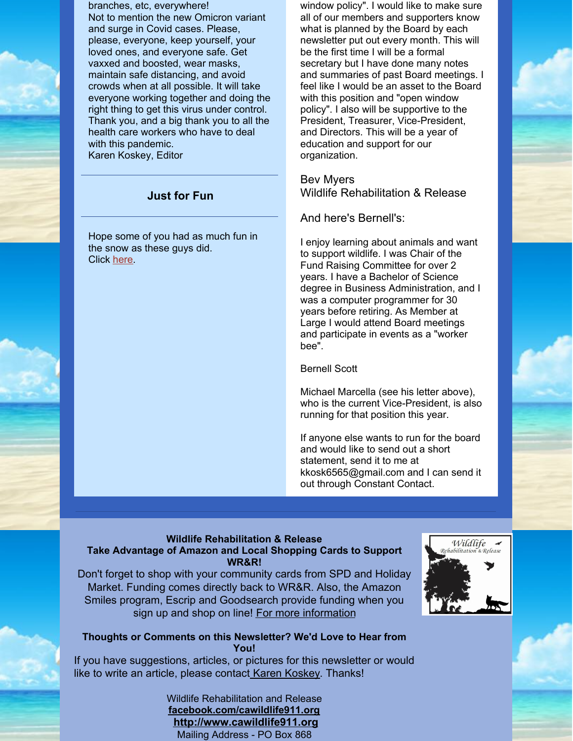branches, etc, everywhere!
Not to mention the new Omicron variant and surge in Covid cases. Please, please, everyone, keep yourself, your loved ones, and everyone safe. Get vaxxed and boosted, wear masks, maintain safe distancing, and avoid crowds when at all possible. It will take everyone working together and doing the right thing to get this virus under control. Thank you, and a big thank you to all the health care workers who have to deal with this pandemic.
Karen Koskey, Editor

### Just for Fun

Hope some of you had as much fun in the snow as these guys did.
Click here.

window policy". I would like to make sure all of our members and supporters know what is planned by the Board by each newsletter put out every month. This will be the first time I will be a formal secretary but I have done many notes and summaries of past Board meetings. I feel like I would be an asset to the Board with this position and "open window policy". I also will be supportive to the President, Treasurer, Vice-President, and Directors. This will be a year of education and support for our organization.

Bev Myers
Wildlife Rehabilitation & Release

And here's Bernell's:

I enjoy learning about animals and want to support wildlife. I was Chair of the Fund Raising Committee for over 2 years. I have a Bachelor of Science degree in Business Administration, and I was a computer programmer for 30 years before retiring. As Member at Large I would attend Board meetings and participate in events as a "worker bee".

Bernell Scott

Michael Marcella (see his letter above), who is the current Vice-President, is also running for that position this year.

If anyone else wants to run for the board and would like to send out a short statement, send it to me at kkosk6565@gmail.com and I can send it out through Constant Contact.

**Wildlife Rehabilitation & Release**
**Take Advantage of Amazon and Local Shopping Cards to Support WR&R!**

Don't forget to shop with your community cards from SPD and Holiday Market. Funding comes directly back to WR&R. Also, the Amazon Smiles program, Escrip and Goodsearch provide funding when you sign up and shop on line! For more information

**Thoughts or Comments on this Newsletter? We'd Love to Hear from You!**

If you have suggestions, articles, or pictures for this newsletter or would like to write an article, please contact Karen Koskey. Thanks!

Wildlife Rehabilitation and Release
**facebook.com/cawildlife911.org**
**http://www.cawildlife911.org**
Mailing Address - PO Box 868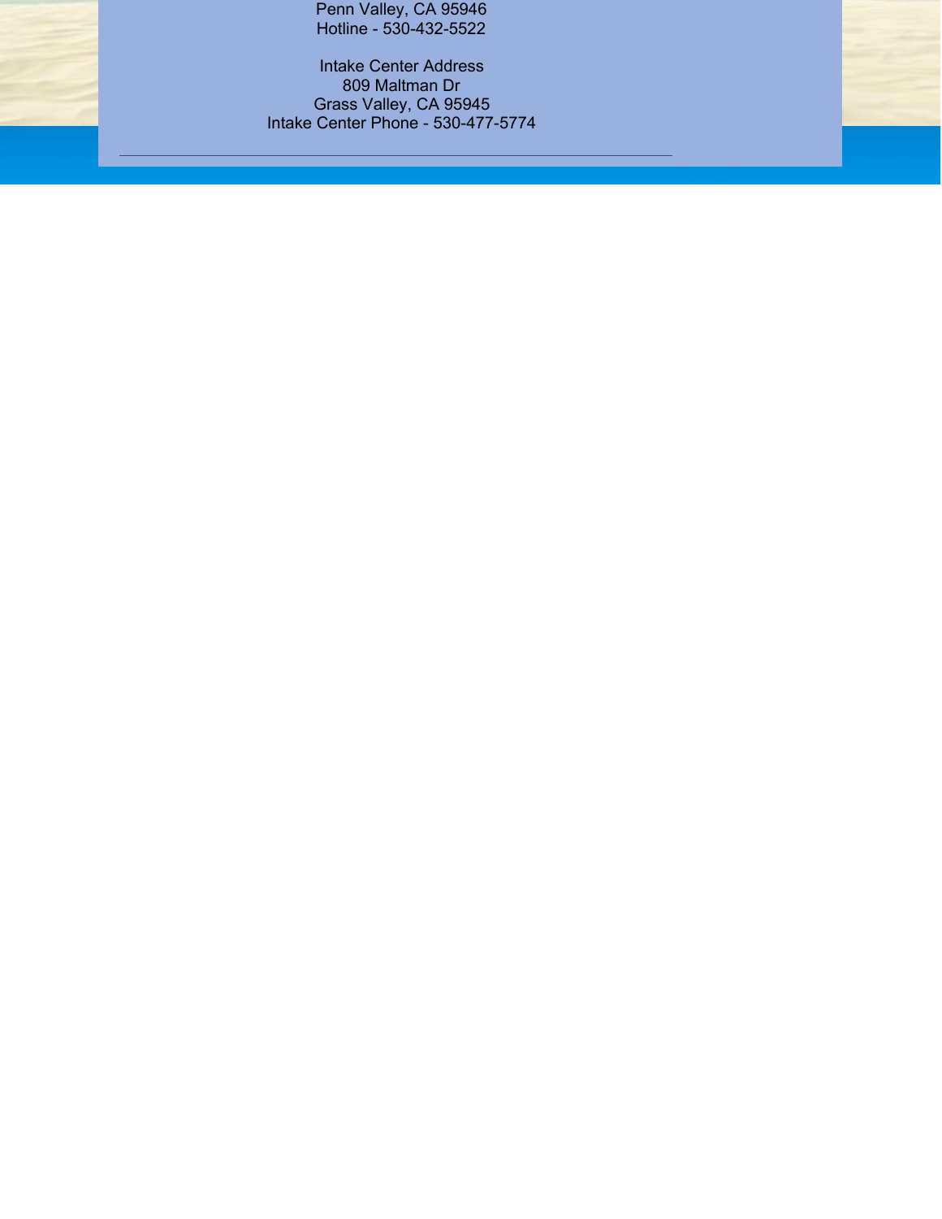Penn Valley, CA 95946
Hotline - 530-432-5522

Intake Center Address
809 Maltman Dr
Grass Valley, CA 95945
Intake Center Phone - 530-477-5774

---